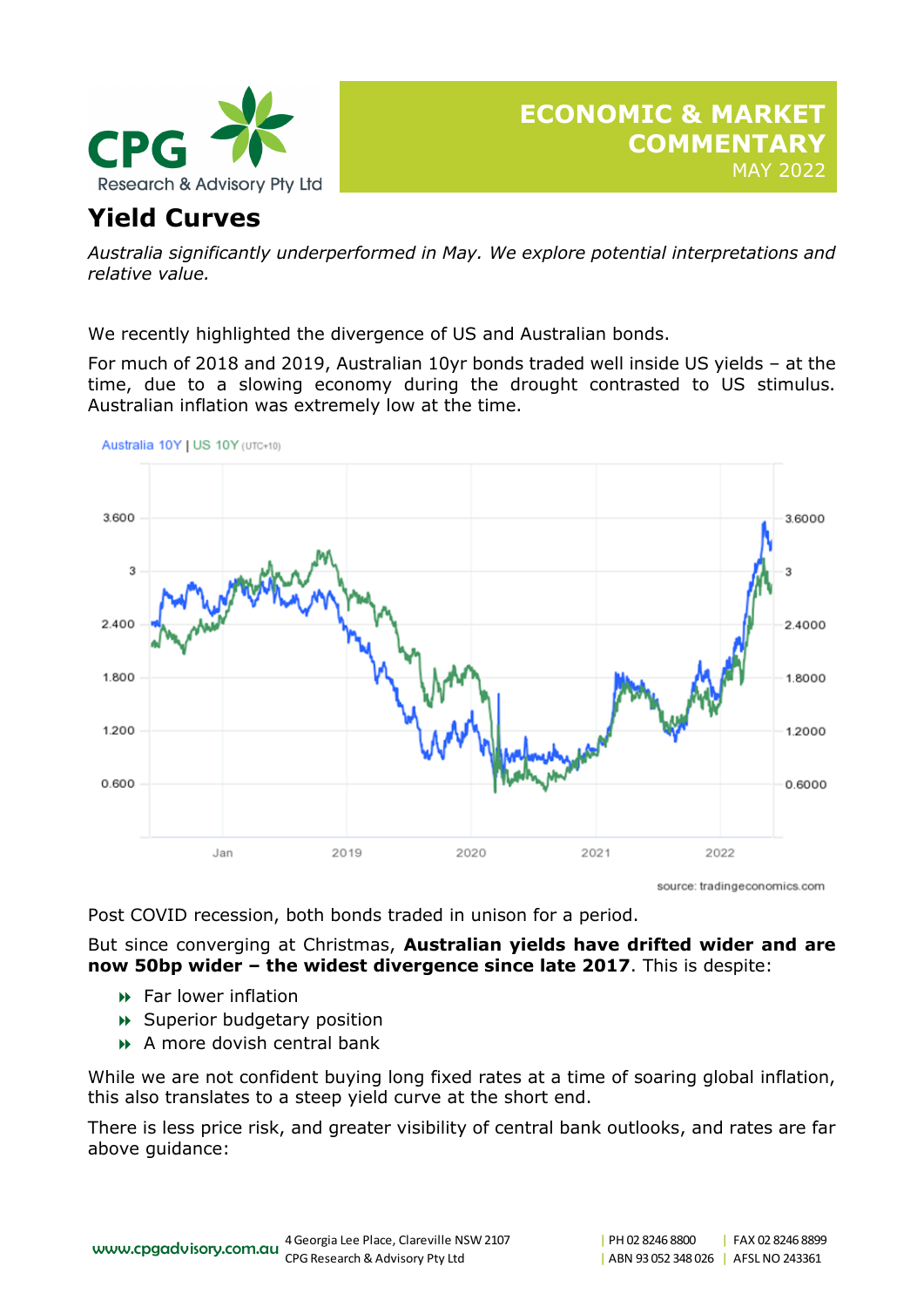# ECONOMIC & MARKET COMMENTARY

MAY 2022

## Yield Curves

*Australia significantly underperformed in May. We explore potential interpretations and relative value.*

We recently highlighted the divergence of US and Australian bonds.

For much of 2018 and 2019, Australian 10yr bonds traded well inside US yields – at the time, due to a slowing economy during the drought contrasted to US stimulus. Australian inflation was extremely low at the time.

source: tradingeconomics.com

Post COVID recession, both bonds traded in unison for a period.

But since converging at Christmas, **Australian yields have drifted wider and are now 50bp wider – the widest divergence since late 2017**. This is despite:

- Far lower inflation
- Superior budgetary position
- A more dovish central bank

While we are not confident buying long fixed rates at a time of soaring global inflation, this also translates to a steep yield curve at the short end.

There is less price risk, and greater visibility of central bank outlooks, and rates are far above guidance: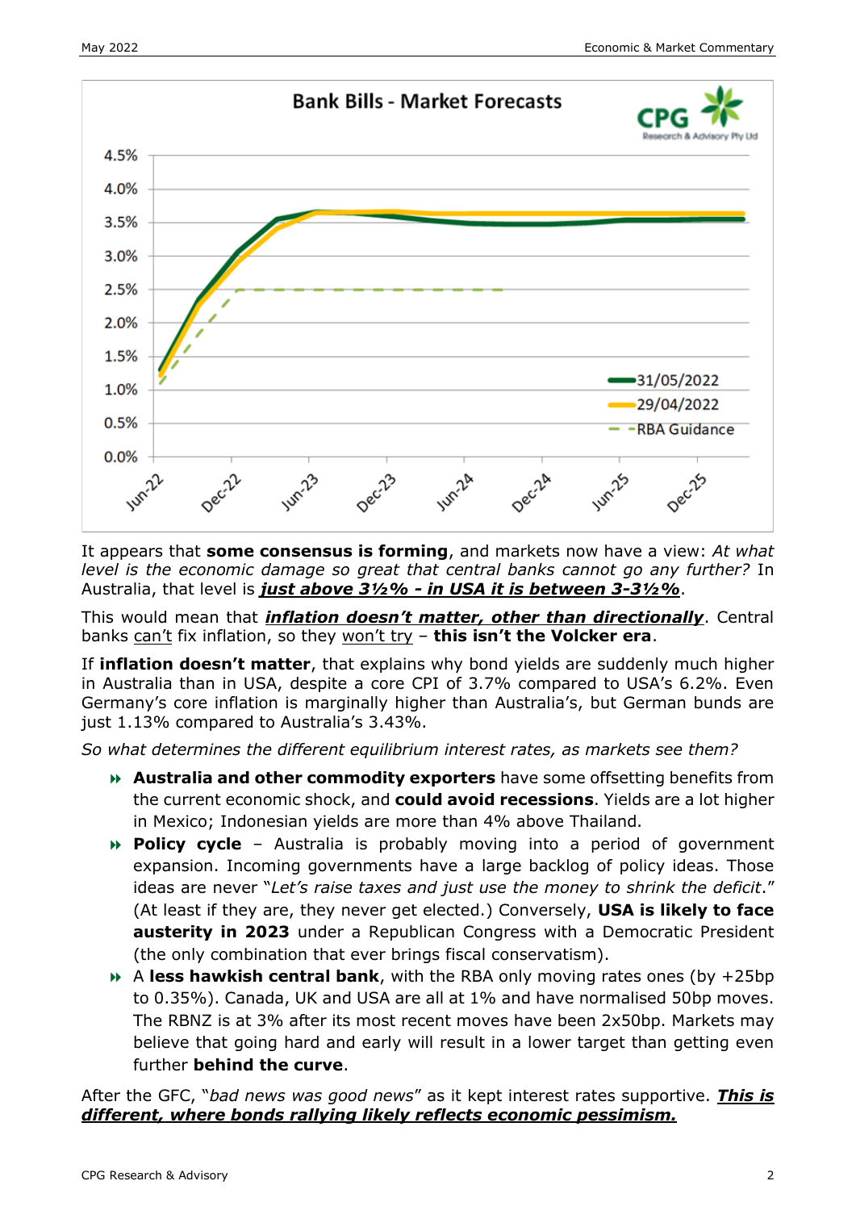It appears that **some consensus is forming**, and markets now have a view: *At what level is the economic damage so great that central banks cannot go any further?* In Australia, that level is ***just above 3½% - in USA it is between 3-3½%***.

This would mean that ***inflation doesn't matter, other than directionally***. Central banks can't fix inflation, so they won't try – **this isn't the Volcker era**.

If **inflation doesn't matter**, that explains why bond yields are suddenly much higher in Australia than in USA, despite a core CPI of 3.7% compared to USA's 6.2%. Even Germany's core inflation is marginally higher than Australia's, but German bunds are just 1.13% compared to Australia's 3.43%.

*So what determines the different equilibrium interest rates, as markets see them?*

- **Australia and other commodity exporters** have some offsetting benefits from the current economic shock, and **could avoid recessions**. Yields are a lot higher in Mexico; Indonesian yields are more than 4% above Thailand.
- **Policy cycle** – Australia is probably moving into a period of government expansion. Incoming governments have a large backlog of policy ideas. Those ideas are never "*Let's raise taxes and just use the money to shrink the deficit*." (At least if they are, they never get elected.) Conversely, **USA is likely to face austerity in 2023** under a Republican Congress with a Democratic President (the only combination that ever brings fiscal conservatism).
- A **less hawkish central bank**, with the RBA only moving rates ones (by +25bp to 0.35%). Canada, UK and USA are all at 1% and have normalised 50bp moves. The RBNZ is at 3% after its most recent moves have been 2x50bp. Markets may believe that going hard and early will result in a lower target than getting even further **behind the curve**.

After the GFC, "*bad news was good news*" as it kept interest rates supportive. ***This is different, where bonds rallying likely reflects economic pessimism.***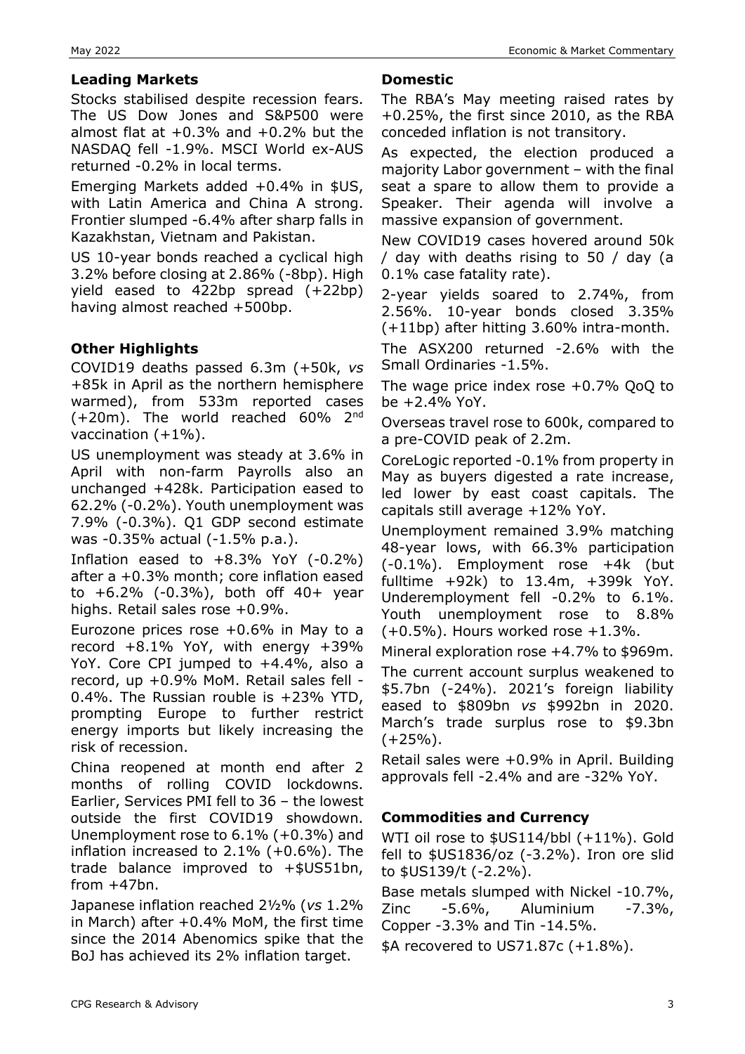### Leading Markets

Stocks stabilised despite recession fears. The US Dow Jones and S&P500 were almost flat at +0.3% and +0.2% but the NASDAQ fell -1.9%. MSCI World ex-AUS returned -0.2% in local terms.

Emerging Markets added +0.4% in $US, with Latin America and China A strong. Frontier slumped -6.4% after sharp falls in Kazakhstan, Vietnam and Pakistan.

US 10-year bonds reached a cyclical high 3.2% before closing at 2.86% (-8bp). High yield eased to 422bp spread (+22bp) having almost reached +500bp.

### Other Highlights

COVID19 deaths passed 6.3m (+50k, *vs* +85k in April as the northern hemisphere warmed), from 533m reported cases (+20m). The world reached 60% 2nd vaccination (+1%).

US unemployment was steady at 3.6% in April with non-farm Payrolls also an unchanged +428k. Participation eased to 62.2% (-0.2%). Youth unemployment was 7.9% (-0.3%). Q1 GDP second estimate was -0.35% actual (-1.5% p.a.).

Inflation eased to +8.3% YoY (-0.2%) after a +0.3% month; core inflation eased to +6.2% (-0.3%), both off 40+ year highs. Retail sales rose +0.9%.

Eurozone prices rose +0.6% in May to a record +8.1% YoY, with energy +39% YoY. Core CPI jumped to +4.4%, also a record, up +0.9% MoM. Retail sales fell -0.4%. The Russian rouble is +23% YTD, prompting Europe to further restrict energy imports but likely increasing the risk of recession.

China reopened at month end after 2 months of rolling COVID lockdowns. Earlier, Services PMI fell to 36 – the lowest outside the first COVID19 showdown. Unemployment rose to 6.1% (+0.3%) and inflation increased to 2.1% (+0.6%). The trade balance improved to +$US51bn, from +47bn.

Japanese inflation reached 2½% (*vs* 1.2% in March) after +0.4% MoM, the first time since the 2014 Abenomics spike that the BoJ has achieved its 2% inflation target.

### Domestic

The RBA's May meeting raised rates by +0.25%, the first since 2010, as the RBA conceded inflation is not transitory.

As expected, the election produced a majority Labor government – with the final seat a spare to allow them to provide a Speaker. Their agenda will involve a massive expansion of government.

New COVID19 cases hovered around 50k / day with deaths rising to 50 / day (a 0.1% case fatality rate).

2-year yields soared to 2.74%, from 2.56%. 10-year bonds closed 3.35% (+11bp) after hitting 3.60% intra-month.

The ASX200 returned -2.6% with the Small Ordinaries -1.5%.

The wage price index rose +0.7% QoQ to be +2.4% YoY.

Overseas travel rose to 600k, compared to a pre-COVID peak of 2.2m.

CoreLogic reported -0.1% from property in May as buyers digested a rate increase, led lower by east coast capitals. The capitals still average +12% YoY.

Unemployment remained 3.9% matching 48-year lows, with 66.3% participation (-0.1%). Employment rose +4k (but fulltime +92k) to 13.4m, +399k YoY. Underemployment fell -0.2% to 6.1%. Youth unemployment rose to 8.8% (+0.5%). Hours worked rose +1.3%.

Mineral exploration rose +4.7% to $969m.

The current account surplus weakened to $5.7bn (-24%). 2021's foreign liability eased to $809bn *vs* $992bn in 2020. March's trade surplus rose to $9.3bn (+25%).

Retail sales were +0.9% in April. Building approvals fell -2.4% and are -32% YoY.

### Commodities and Currency

WTI oil rose to $US114/bbl (+11%). Gold fell to $US1836/oz (-3.2%). Iron ore slid to $US139/t (-2.2%).

Base metals slumped with Nickel -10.7%, Zinc -5.6%, Aluminium -7.3%, Copper -3.3% and Tin -14.5%.

$A recovered to US71.87c (+1.8%).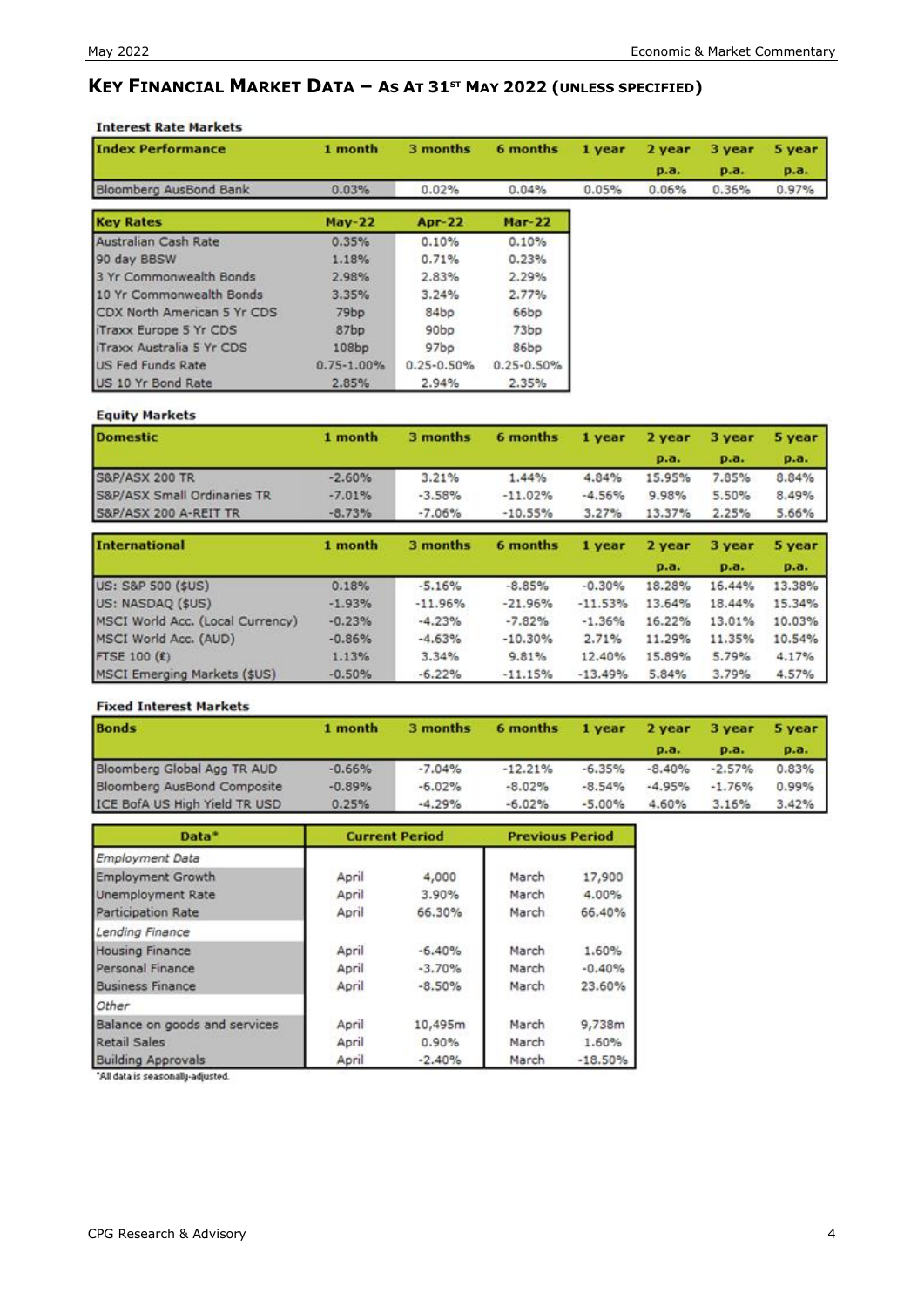# Key Financial Market Data – As at 31st May 2022 (unless specified)

### Interest Rate Markets

| Index Performance | 1 month | 3 months | 6 months | 1 year | 2 year p.a. | 3 year p.a. | 5 year p.a. |
|---|---|---|---|---|---|---|---|
| Bloomberg AusBond Bank | 0.03% | 0.02% | 0.04% | 0.05% | 0.06% | 0.36% | 0.97% |

| Key Rates | May-22 | Apr-22 | Mar-22 |
|---|---|---|---|
| Australian Cash Rate | 0.35% | 0.10% | 0.10% |
| 90 day BBSW | 1.18% | 0.71% | 0.23% |
| 3 Yr Commonwealth Bonds | 2.98% | 2.83% | 2.29% |
| 10 Yr Commonwealth Bonds | 3.35% | 3.24% | 2.77% |
| CDX North American 5 Yr CDS | 79bp | 84bp | 66bp |
| iTraxx Europe 5 Yr CDS | 87bp | 90bp | 73bp |
| iTraxx Australia 5 Yr CDS | 108bp | 97bp | 86bp |
| US Fed Funds Rate | 0.75-1.00% | 0.25-0.50% | 0.25-0.50% |
| US 10 Yr Bond Rate | 2.85% | 2.94% | 2.35% |

### Equity Markets

| Domestic | 1 month | 3 months | 6 months | 1 year | 2 year p.a. | 3 year p.a. | 5 year p.a. |
|---|---|---|---|---|---|---|---|
| S&P/ASX 200 TR | -2.60% | 3.21% | 1.44% | 4.84% | 15.95% | 7.85% | 8.84% |
| S&P/ASX Small Ordinaries TR | -7.01% | -3.58% | -11.02% | -4.56% | 9.98% | 5.50% | 8.49% |
| S&P/ASX 200 A-REIT TR | -8.73% | -7.06% | -10.55% | 3.27% | 13.37% | 2.25% | 5.66% |

| International | 1 month | 3 months | 6 months | 1 year | 2 year p.a. | 3 year p.a. | 5 year p.a. |
|---|---|---|---|---|---|---|---|
| US: S&P 500 ($US) | 0.18% | -5.16% | -8.85% | -0.30% | 18.28% | 16.44% | 13.38% |
| US: NASDAQ ($US) | -1.93% | -11.96% | -21.96% | -11.53% | 13.64% | 18.44% | 15.34% |
| MSCI World Acc. (Local Currency) | -0.23% | -4.23% | -7.82% | -1.36% | 16.22% | 13.01% | 10.03% |
| MSCI World Acc. (AUD) | -0.86% | -4.63% | -10.30% | 2.71% | 11.29% | 11.35% | 10.54% |
| FTSE 100 (£) | 1.13% | 3.34% | 9.81% | 12.40% | 15.89% | 5.79% | 4.17% |
| MSCI Emerging Markets ($US) | -0.50% | -6.22% | -11.15% | -13.49% | 5.84% | 3.79% | 4.57% |

### Fixed Interest Markets

| Bonds | 1 month | 3 months | 6 months | 1 year | 2 year p.a. | 3 year p.a. | 5 year p.a. |
|---|---|---|---|---|---|---|---|
| Bloomberg Global Agg TR AUD | -0.66% | -7.04% | -12.21% | -6.35% | -8.40% | -2.57% | 0.83% |
| Bloomberg AusBond Composite | -0.89% | -6.02% | -8.02% | -8.54% | -4.95% | -1.76% | 0.99% |
| ICE BofA US High Yield TR USD | 0.25% | -4.29% | -6.02% | -5.00% | 4.60% | 3.16% | 3.42% |

| Data* | Current Period | | Previous Period | |
|---|---|---|---|---|
| *Employment Data* | | | | |
| Employment Growth | April | 4,000 | March | 17,900 |
| Unemployment Rate | April | 3.90% | March | 4.00% |
| Participation Rate | April | 66.30% | March | 66.40% |
| *Lending Finance* | | | | |
| Housing Finance | April | -6.40% | March | 1.60% |
| Personal Finance | April | -3.70% | March | -0.40% |
| Business Finance | April | -8.50% | March | 23.60% |
| *Other* | | | | |
| Balance on goods and services | April | 10,495m | March | 9,738m |
| Retail Sales | April | 0.90% | March | 1.60% |
| Building Approvals | April | -2.40% | March | -18.50% |

*All data is seasonally-adjusted.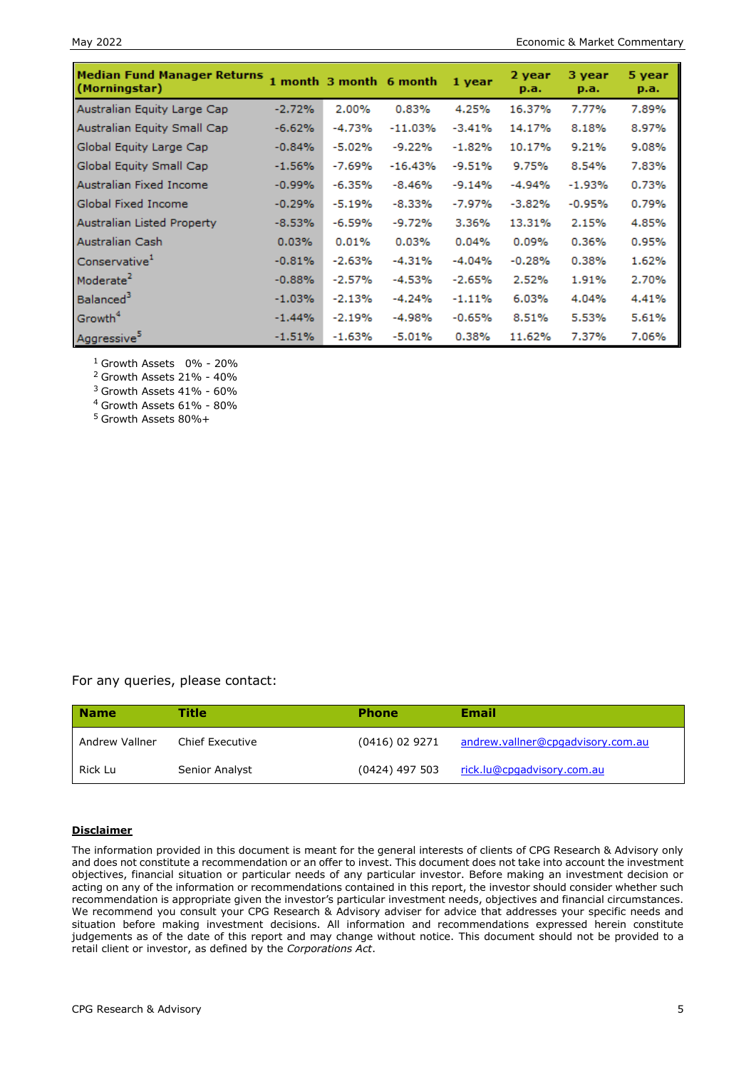| Median Fund Manager Returns (Morningstar) | 1 month | 3 month | 6 month | 1 year | 2 year p.a. | 3 year p.a. | 5 year p.a. |
|---|---|---|---|---|---|---|---|
| Australian Equity Large Cap | -2.72% | 2.00% | 0.83% | 4.25% | 16.37% | 7.77% | 7.89% |
| Australian Equity Small Cap | -6.62% | -4.73% | -11.03% | -3.41% | 14.17% | 8.18% | 8.97% |
| Global Equity Large Cap | -0.84% | -5.02% | -9.22% | -1.82% | 10.17% | 9.21% | 9.08% |
| Global Equity Small Cap | -1.56% | -7.69% | -16.43% | -9.51% | 9.75% | 8.54% | 7.83% |
| Australian Fixed Income | -0.99% | -6.35% | -8.46% | -9.14% | -4.94% | -1.93% | 0.73% |
| Global Fixed Income | -0.29% | -5.19% | -8.33% | -7.97% | -3.82% | -0.95% | 0.79% |
| Australian Listed Property | -8.53% | -6.59% | -9.72% | 3.36% | 13.31% | 2.15% | 4.85% |
| Australian Cash | 0.03% | 0.01% | 0.03% | 0.04% | 0.09% | 0.36% | 0.95% |
| Conservative[1] | -0.81% | -2.63% | -4.31% | -4.04% | -0.28% | 0.38% | 1.62% |
| Moderate[2] | -0.88% | -2.57% | -4.53% | -2.65% | 2.52% | 1.91% | 2.70% |
| Balanced[3] | -1.03% | -2.13% | -4.24% | -1.11% | 6.03% | 4.04% | 4.41% |
| Growth[4] | -1.44% | -2.19% | -4.98% | -0.65% | 8.51% | 5.53% | 5.61% |
| Aggressive[5] | -1.51% | -1.63% | -5.01% | 0.38% | 11.62% | 7.37% | 7.06% |

[1] Growth Assets 0% - 20%
[2] Growth Assets 21% - 40%
[3] Growth Assets 41% - 60%
[4] Growth Assets 61% - 80%
[5] Growth Assets 80%+

For any queries, please contact:

| Name | Title | Phone | Email |
|---|---|---|---|
| Andrew Vallner | Chief Executive | (0416) 02 9271 | andrew.vallner@cpgadvisory.com.au |
| Rick Lu | Senior Analyst | (0424) 497 503 | rick.lu@cpgadvisory.com.au |

**Disclaimer**

The information provided in this document is meant for the general interests of clients of CPG Research & Advisory only and does not constitute a recommendation or an offer to invest. This document does not take into account the investment objectives, financial situation or particular needs of any particular investor. Before making an investment decision or acting on any of the information or recommendations contained in this report, the investor should consider whether such recommendation is appropriate given the investor's particular investment needs, objectives and financial circumstances. We recommend you consult your CPG Research & Advisory adviser for advice that addresses your specific needs and situation before making investment decisions. All information and recommendations expressed herein constitute judgements as of the date of this report and may change without notice. This document should not be provided to a retail client or investor, as defined by the *Corporations Act*.